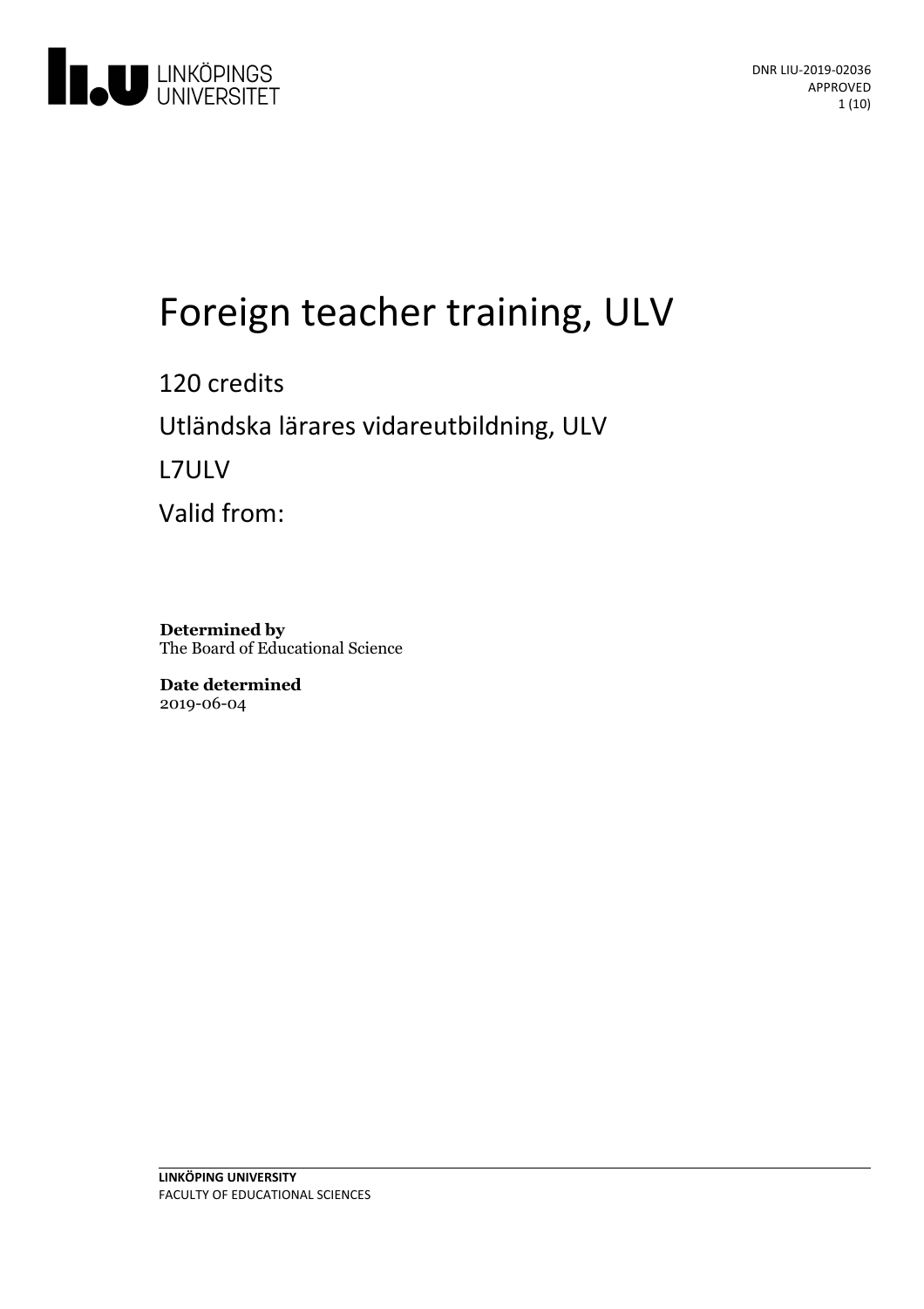DNR LIU-2019-02036
APPROVED

# Foreign teacher training, ULV

120 credits

Utländska lärares vidareutbildning, ULV

L7ULV

Valid from:

**Determined by**
The Board of Educational Science

**Date determined**
2019-06-04

**LINKÖPING UNIVERSITY**
FACULTY OF EDUCATIONAL SCIENCES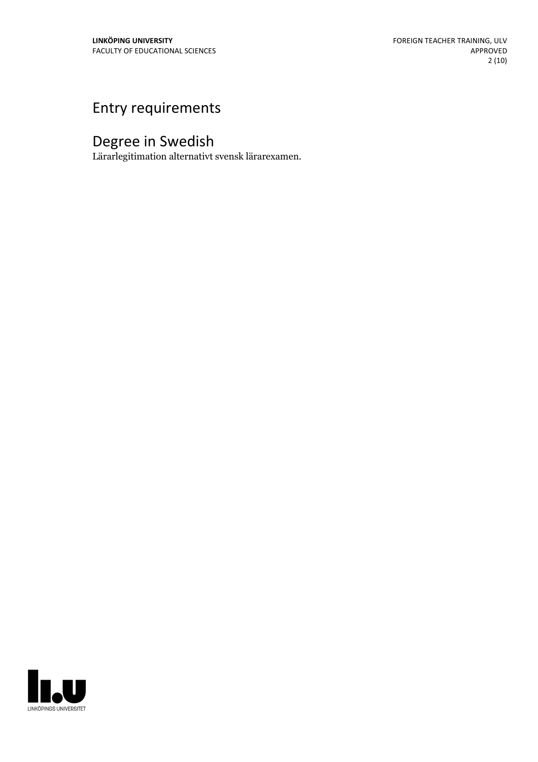# Entry requirements

## Degree in Swedish

Lärarlegitimation alternativt svensk lärarexamen.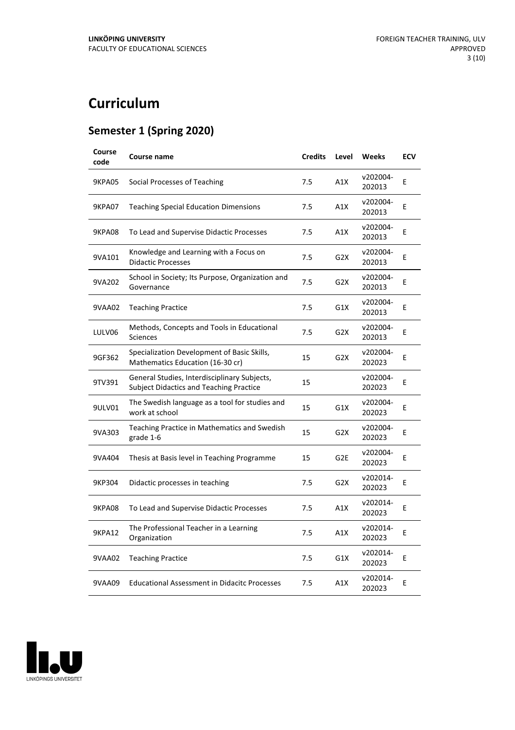# Curriculum

## Semester 1 (Spring 2020)

| Course code | Course name | Credits | Level | Weeks | ECV |
|---|---|---|---|---|---|
| 9KPA05 | Social Processes of Teaching | 7.5 | A1X | v202004-202013 | E |
| 9KPA07 | Teaching Special Education Dimensions | 7.5 | A1X | v202004-202013 | E |
| 9KPA08 | To Lead and Supervise Didactic Processes | 7.5 | A1X | v202004-202013 | E |
| 9VA101 | Knowledge and Learning with a Focus on Didactic Processes | 7.5 | G2X | v202004-202013 | E |
| 9VA202 | School in Society; Its Purpose, Organization and Governance | 7.5 | G2X | v202004-202013 | E |
| 9VAA02 | Teaching Practice | 7.5 | G1X | v202004-202013 | E |
| LULV06 | Methods, Concepts and Tools in Educational Sciences | 7.5 | G2X | v202004-202013 | E |
| 9GF362 | Specialization Development of Basic Skills, Mathematics Education (16-30 cr) | 15 | G2X | v202004-202023 | E |
| 9TV391 | General Studies, Interdisciplinary Subjects, Subject Didactics and Teaching Practice | 15 | | v202004-202023 | E |
| 9ULV01 | The Swedish language as a tool for studies and work at school | 15 | G1X | v202004-202023 | E |
| 9VA303 | Teaching Practice in Mathematics and Swedish grade 1-6 | 15 | G2X | v202004-202023 | E |
| 9VA404 | Thesis at Basis level in Teaching Programme | 15 | G2E | v202004-202023 | E |
| 9KP304 | Didactic processes in teaching | 7.5 | G2X | v202014-202023 | E |
| 9KPA08 | To Lead and Supervise Didactic Processes | 7.5 | A1X | v202014-202023 | E |
| 9KPA12 | The Professional Teacher in a Learning Organization | 7.5 | A1X | v202014-202023 | E |
| 9VAA02 | Teaching Practice | 7.5 | G1X | v202014-202023 | E |
| 9VAA09 | Educational Assessment in Didacitc Processes | 7.5 | A1X | v202014-202023 | E |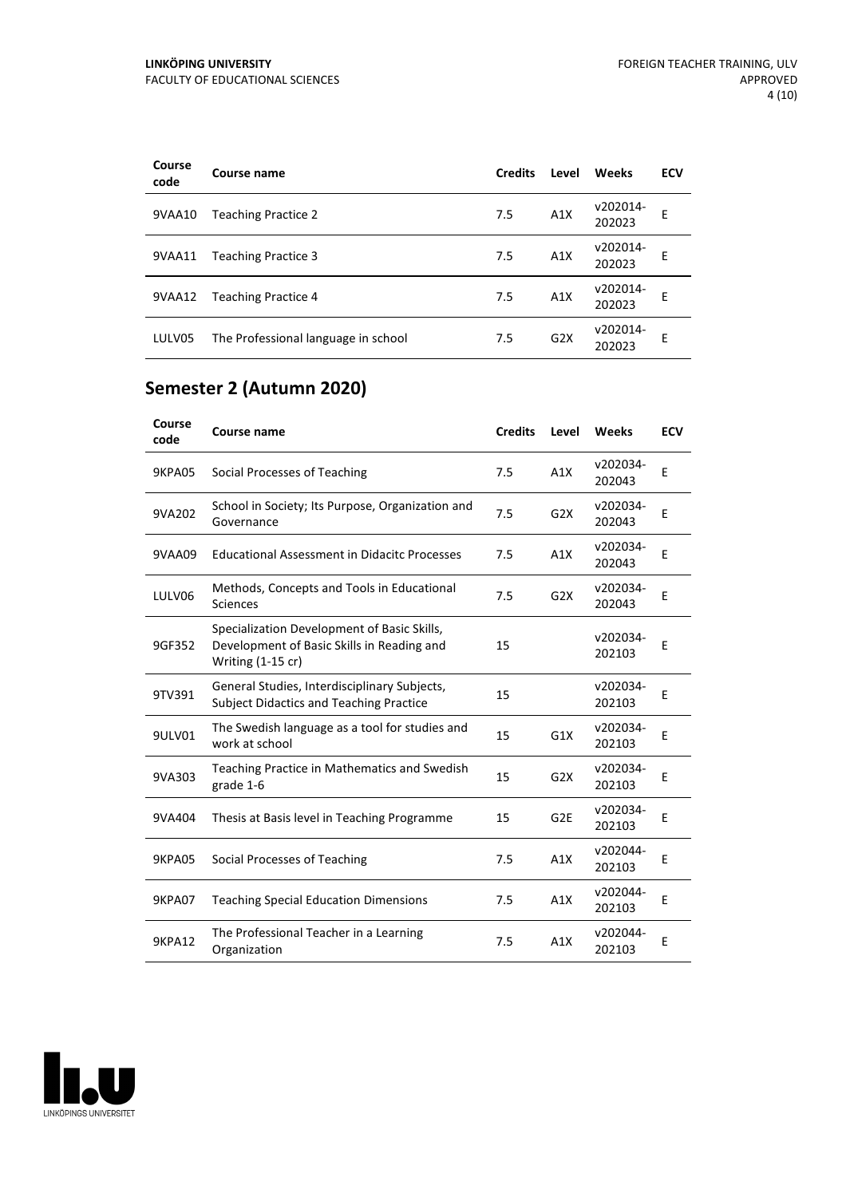| Course code | Course name | Credits | Level | Weeks | ECV |
|---|---|---|---|---|---|
| 9VAA10 | Teaching Practice 2 | 7.5 | A1X | v202014-202023 | E |
| 9VAA11 | Teaching Practice 3 | 7.5 | A1X | v202014-202023 | E |
| 9VAA12 | Teaching Practice 4 | 7.5 | A1X | v202014-202023 | E |
| LULV05 | The Professional language in school | 7.5 | G2X | v202014-202023 | E |

## Semester 2 (Autumn 2020)

| Course code | Course name | Credits | Level | Weeks | ECV |
|---|---|---|---|---|---|
| 9KPA05 | Social Processes of Teaching | 7.5 | A1X | v202034-202043 | E |
| 9VA202 | School in Society; Its Purpose, Organization and Governance | 7.5 | G2X | v202034-202043 | E |
| 9VAA09 | Educational Assessment in Didacitc Processes | 7.5 | A1X | v202034-202043 | E |
| LULV06 | Methods, Concepts and Tools in Educational Sciences | 7.5 | G2X | v202034-202043 | E |
| 9GF352 | Specialization Development of Basic Skills, Development of Basic Skills in Reading and Writing (1-15 cr) | 15 | | v202034-202103 | E |
| 9TV391 | General Studies, Interdisciplinary Subjects, Subject Didactics and Teaching Practice | 15 | | v202034-202103 | E |
| 9ULV01 | The Swedish language as a tool for studies and work at school | 15 | G1X | v202034-202103 | E |
| 9VA303 | Teaching Practice in Mathematics and Swedish grade 1-6 | 15 | G2X | v202034-202103 | E |
| 9VA404 | Thesis at Basis level in Teaching Programme | 15 | G2E | v202034-202103 | E |
| 9KPA05 | Social Processes of Teaching | 7.5 | A1X | v202044-202103 | E |
| 9KPA07 | Teaching Special Education Dimensions | 7.5 | A1X | v202044-202103 | E |
| 9KPA12 | The Professional Teacher in a Learning Organization | 7.5 | A1X | v202044-202103 | E |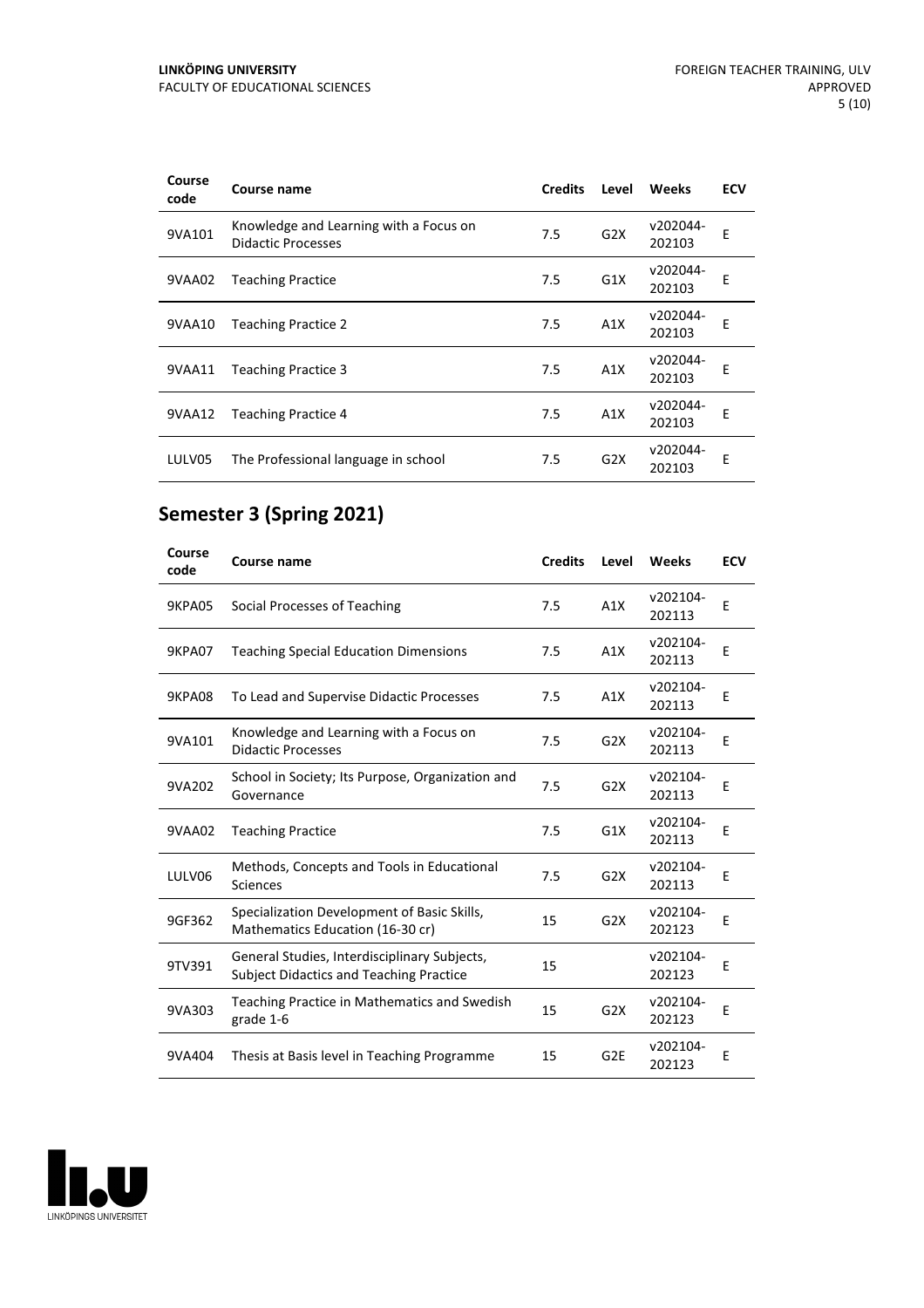| Course code | Course name | Credits | Level | Weeks | ECV |
|---|---|---|---|---|---|
| 9VA101 | Knowledge and Learning with a Focus on Didactic Processes | 7.5 | G2X | v202044-202103 | E |
| 9VAA02 | Teaching Practice | 7.5 | G1X | v202044-202103 | E |
| 9VAA10 | Teaching Practice 2 | 7.5 | A1X | v202044-202103 | E |
| 9VAA11 | Teaching Practice 3 | 7.5 | A1X | v202044-202103 | E |
| 9VAA12 | Teaching Practice 4 | 7.5 | A1X | v202044-202103 | E |
| LULV05 | The Professional language in school | 7.5 | G2X | v202044-202103 | E |

## Semester 3 (Spring 2021)

| Course code | Course name | Credits | Level | Weeks | ECV |
|---|---|---|---|---|---|
| 9KPA05 | Social Processes of Teaching | 7.5 | A1X | v202104-202113 | E |
| 9KPA07 | Teaching Special Education Dimensions | 7.5 | A1X | v202104-202113 | E |
| 9KPA08 | To Lead and Supervise Didactic Processes | 7.5 | A1X | v202104-202113 | E |
| 9VA101 | Knowledge and Learning with a Focus on Didactic Processes | 7.5 | G2X | v202104-202113 | E |
| 9VA202 | School in Society; Its Purpose, Organization and Governance | 7.5 | G2X | v202104-202113 | E |
| 9VAA02 | Teaching Practice | 7.5 | G1X | v202104-202113 | E |
| LULV06 | Methods, Concepts and Tools in Educational Sciences | 7.5 | G2X | v202104-202113 | E |
| 9GF362 | Specialization Development of Basic Skills, Mathematics Education (16-30 cr) | 15 | G2X | v202104-202123 | E |
| 9TV391 | General Studies, Interdisciplinary Subjects, Subject Didactics and Teaching Practice | 15 | | v202104-202123 | E |
| 9VA303 | Teaching Practice in Mathematics and Swedish grade 1-6 | 15 | G2X | v202104-202123 | E |
| 9VA404 | Thesis at Basis level in Teaching Programme | 15 | G2E | v202104-202123 | E |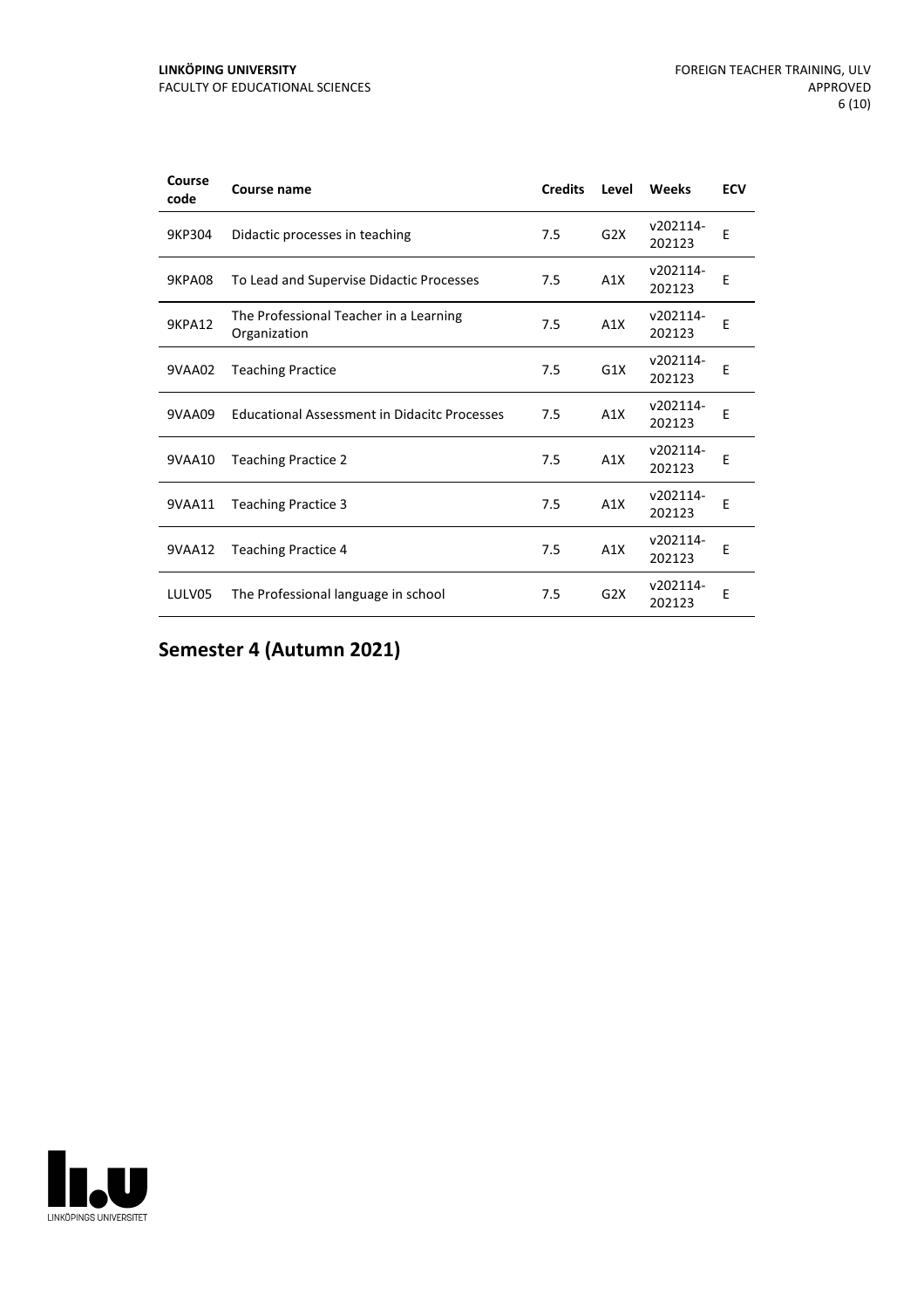| Course code | Course name | Credits | Level | Weeks | ECV |
|---|---|---|---|---|---|
| 9KP304 | Didactic processes in teaching | 7.5 | G2X | v202114-202123 | E |
| 9KPA08 | To Lead and Supervise Didactic Processes | 7.5 | A1X | v202114-202123 | E |
| 9KPA12 | The Professional Teacher in a Learning Organization | 7.5 | A1X | v202114-202123 | E |
| 9VAA02 | Teaching Practice | 7.5 | G1X | v202114-202123 | E |
| 9VAA09 | Educational Assessment in Didacitc Processes | 7.5 | A1X | v202114-202123 | E |
| 9VAA10 | Teaching Practice 2 | 7.5 | A1X | v202114-202123 | E |
| 9VAA11 | Teaching Practice 3 | 7.5 | A1X | v202114-202123 | E |
| 9VAA12 | Teaching Practice 4 | 7.5 | A1X | v202114-202123 | E |
| LULV05 | The Professional language in school | 7.5 | G2X | v202114-202123 | E |

## Semester 4 (Autumn 2021)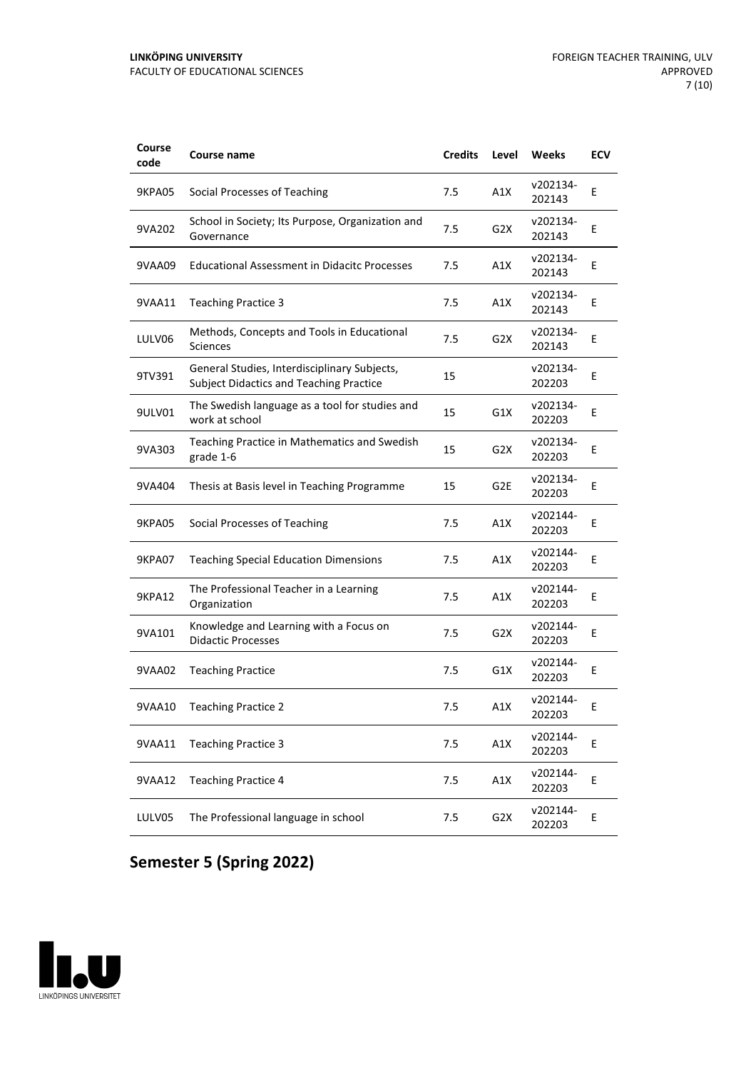| Course code | Course name | Credits | Level | Weeks | ECV |
|---|---|---|---|---|---|
| 9KPA05 | Social Processes of Teaching | 7.5 | A1X | v202134-202143 | E |
| 9VA202 | School in Society; Its Purpose, Organization and Governance | 7.5 | G2X | v202134-202143 | E |
| 9VAA09 | Educational Assessment in Didacitc Processes | 7.5 | A1X | v202134-202143 | E |
| 9VAA11 | Teaching Practice 3 | 7.5 | A1X | v202134-202143 | E |
| LULV06 | Methods, Concepts and Tools in Educational Sciences | 7.5 | G2X | v202134-202143 | E |
| 9TV391 | General Studies, Interdisciplinary Subjects, Subject Didactics and Teaching Practice | 15 | | v202134-202203 | E |
| 9ULV01 | The Swedish language as a tool for studies and work at school | 15 | G1X | v202134-202203 | E |
| 9VA303 | Teaching Practice in Mathematics and Swedish grade 1-6 | 15 | G2X | v202134-202203 | E |
| 9VA404 | Thesis at Basis level in Teaching Programme | 15 | G2E | v202134-202203 | E |
| 9KPA05 | Social Processes of Teaching | 7.5 | A1X | v202144-202203 | E |
| 9KPA07 | Teaching Special Education Dimensions | 7.5 | A1X | v202144-202203 | E |
| 9KPA12 | The Professional Teacher in a Learning Organization | 7.5 | A1X | v202144-202203 | E |
| 9VA101 | Knowledge and Learning with a Focus on Didactic Processes | 7.5 | G2X | v202144-202203 | E |
| 9VAA02 | Teaching Practice | 7.5 | G1X | v202144-202203 | E |
| 9VAA10 | Teaching Practice 2 | 7.5 | A1X | v202144-202203 | E |
| 9VAA11 | Teaching Practice 3 | 7.5 | A1X | v202144-202203 | E |
| 9VAA12 | Teaching Practice 4 | 7.5 | A1X | v202144-202203 | E |
| LULV05 | The Professional language in school | 7.5 | G2X | v202144-202203 | E |

## Semester 5 (Spring 2022)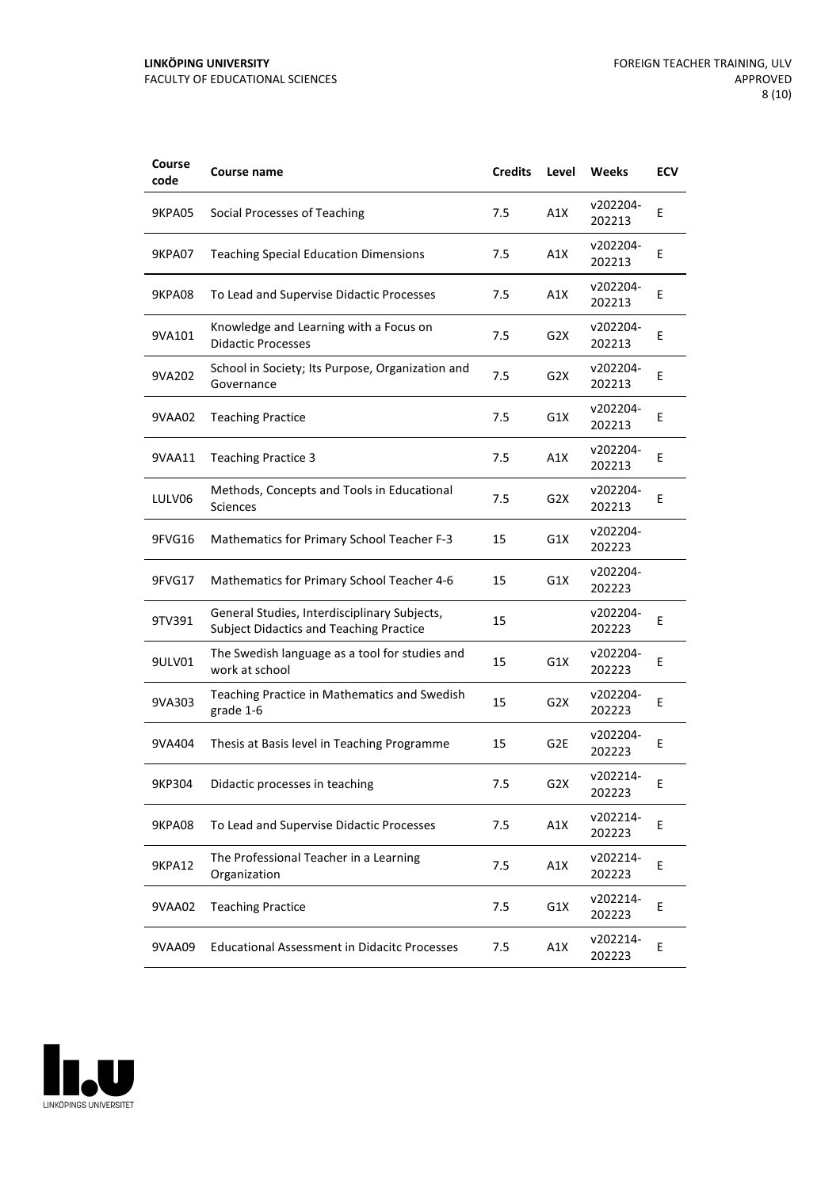| Course code | Course name | Credits | Level | Weeks | ECV |
|---|---|---|---|---|---|
| 9KPA05 | Social Processes of Teaching | 7.5 | A1X | v202204-202213 | E |
| 9KPA07 | Teaching Special Education Dimensions | 7.5 | A1X | v202204-202213 | E |
| 9KPA08 | To Lead and Supervise Didactic Processes | 7.5 | A1X | v202204-202213 | E |
| 9VA101 | Knowledge and Learning with a Focus on Didactic Processes | 7.5 | G2X | v202204-202213 | E |
| 9VA202 | School in Society; Its Purpose, Organization and Governance | 7.5 | G2X | v202204-202213 | E |
| 9VAA02 | Teaching Practice | 7.5 | G1X | v202204-202213 | E |
| 9VAA11 | Teaching Practice 3 | 7.5 | A1X | v202204-202213 | E |
| LULV06 | Methods, Concepts and Tools in Educational Sciences | 7.5 | G2X | v202204-202213 | E |
| 9FVG16 | Mathematics for Primary School Teacher F-3 | 15 | G1X | v202204-202223 | |
| 9FVG17 | Mathematics for Primary School Teacher 4-6 | 15 | G1X | v202204-202223 | |
| 9TV391 | General Studies, Interdisciplinary Subjects, Subject Didactics and Teaching Practice | 15 | | v202204-202223 | E |
| 9ULV01 | The Swedish language as a tool for studies and work at school | 15 | G1X | v202204-202223 | E |
| 9VA303 | Teaching Practice in Mathematics and Swedish grade 1-6 | 15 | G2X | v202204-202223 | E |
| 9VA404 | Thesis at Basis level in Teaching Programme | 15 | G2E | v202204-202223 | E |
| 9KP304 | Didactic processes in teaching | 7.5 | G2X | v202214-202223 | E |
| 9KPA08 | To Lead and Supervise Didactic Processes | 7.5 | A1X | v202214-202223 | E |
| 9KPA12 | The Professional Teacher in a Learning Organization | 7.5 | A1X | v202214-202223 | E |
| 9VAA02 | Teaching Practice | 7.5 | G1X | v202214-202223 | E |
| 9VAA09 | Educational Assessment in Didacitc Processes | 7.5 | A1X | v202214-202223 | E |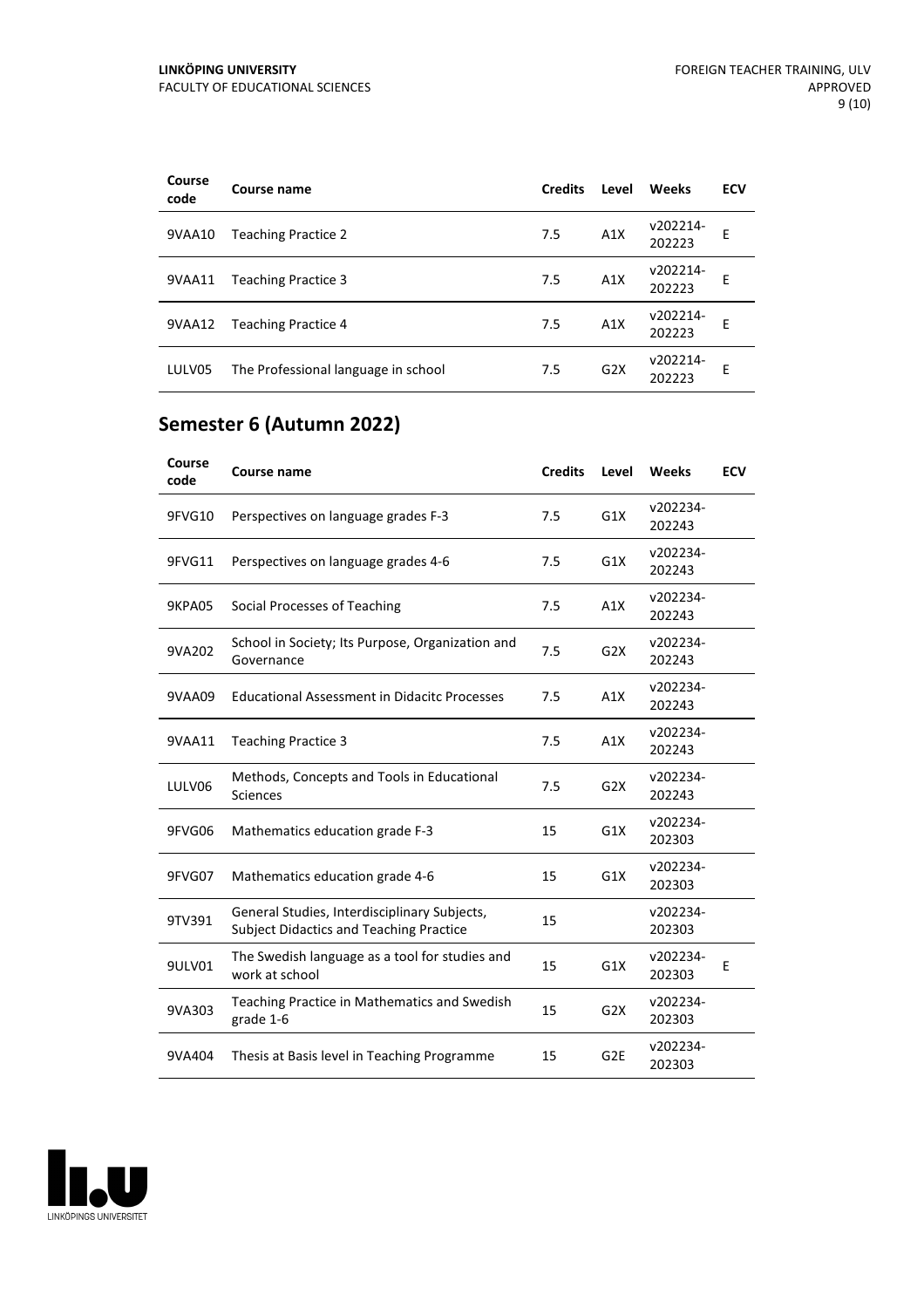| Course code | Course name | Credits | Level | Weeks | ECV |
|---|---|---|---|---|---|
| 9VAA10 | Teaching Practice 2 | 7.5 | A1X | v202214-202223 | E |
| 9VAA11 | Teaching Practice 3 | 7.5 | A1X | v202214-202223 | E |
| 9VAA12 | Teaching Practice 4 | 7.5 | A1X | v202214-202223 | E |
| LULV05 | The Professional language in school | 7.5 | G2X | v202214-202223 | E |

## Semester 6 (Autumn 2022)

| Course code | Course name | Credits | Level | Weeks | ECV |
|---|---|---|---|---|---|
| 9FVG10 | Perspectives on language grades F-3 | 7.5 | G1X | v202234-202243 | |
| 9FVG11 | Perspectives on language grades 4-6 | 7.5 | G1X | v202234-202243 | |
| 9KPA05 | Social Processes of Teaching | 7.5 | A1X | v202234-202243 | |
| 9VA202 | School in Society; Its Purpose, Organization and Governance | 7.5 | G2X | v202234-202243 | |
| 9VAA09 | Educational Assessment in Didacitc Processes | 7.5 | A1X | v202234-202243 | |
| 9VAA11 | Teaching Practice 3 | 7.5 | A1X | v202234-202243 | |
| LULV06 | Methods, Concepts and Tools in Educational Sciences | 7.5 | G2X | v202234-202243 | |
| 9FVG06 | Mathematics education grade F-3 | 15 | G1X | v202234-202303 | |
| 9FVG07 | Mathematics education grade 4-6 | 15 | G1X | v202234-202303 | |
| 9TV391 | General Studies, Interdisciplinary Subjects, Subject Didactics and Teaching Practice | 15 | | v202234-202303 | |
| 9ULV01 | The Swedish language as a tool for studies and work at school | 15 | G1X | v202234-202303 | E |
| 9VA303 | Teaching Practice in Mathematics and Swedish grade 1-6 | 15 | G2X | v202234-202303 | |
| 9VA404 | Thesis at Basis level in Teaching Programme | 15 | G2E | v202234-202303 | |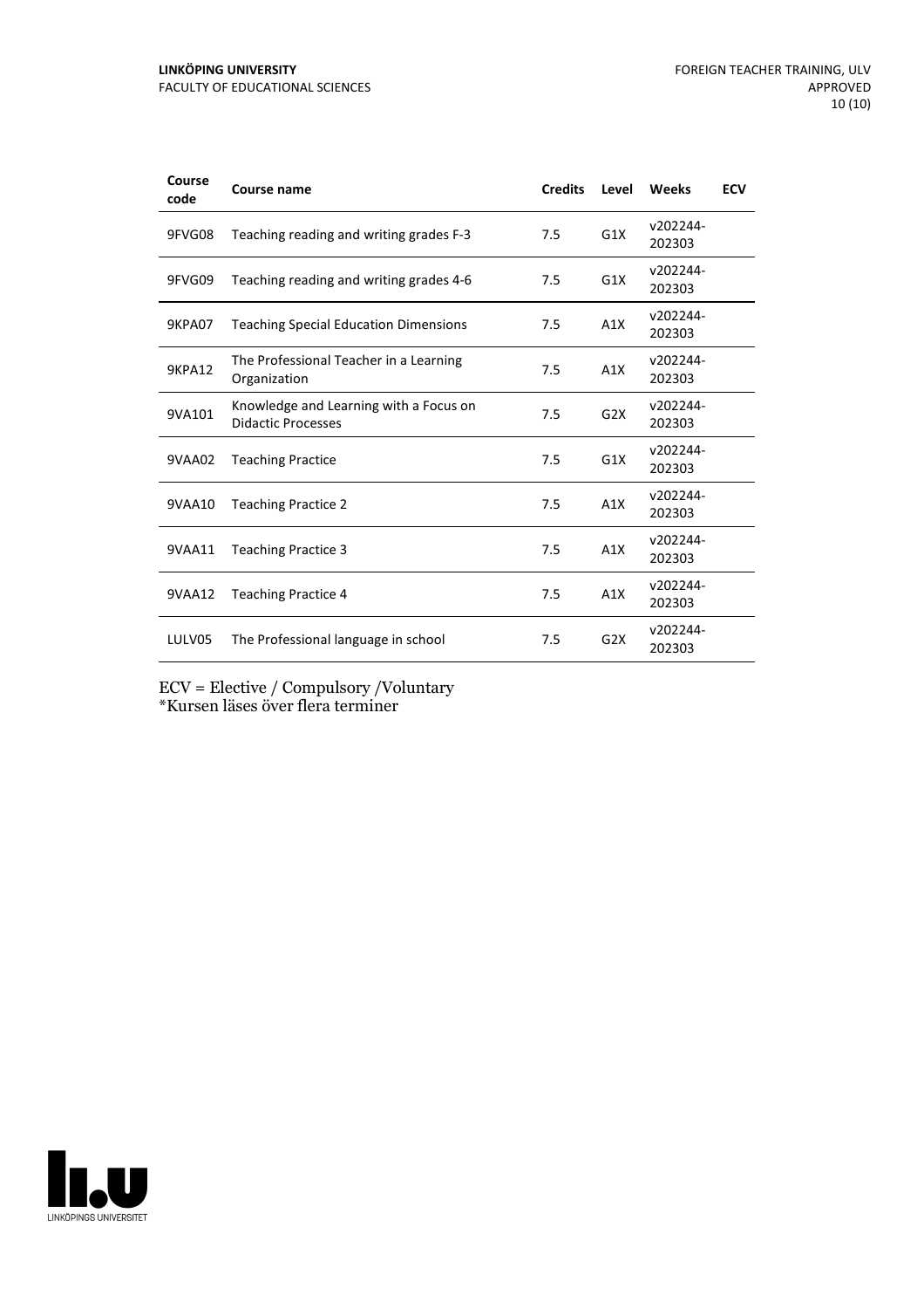| Course code | Course name | Credits | Level | Weeks | ECV |
|---|---|---|---|---|---|
| 9FVG08 | Teaching reading and writing grades F-3 | 7.5 | G1X | v202244-202303 | |
| 9FVG09 | Teaching reading and writing grades 4-6 | 7.5 | G1X | v202244-202303 | |
| 9KPA07 | Teaching Special Education Dimensions | 7.5 | A1X | v202244-202303 | |
| 9KPA12 | The Professional Teacher in a Learning Organization | 7.5 | A1X | v202244-202303 | |
| 9VA101 | Knowledge and Learning with a Focus on Didactic Processes | 7.5 | G2X | v202244-202303 | |
| 9VAA02 | Teaching Practice | 7.5 | G1X | v202244-202303 | |
| 9VAA10 | Teaching Practice 2 | 7.5 | A1X | v202244-202303 | |
| 9VAA11 | Teaching Practice 3 | 7.5 | A1X | v202244-202303 | |
| 9VAA12 | Teaching Practice 4 | 7.5 | A1X | v202244-202303 | |
| LULV05 | The Professional language in school | 7.5 | G2X | v202244-202303 | |

ECV = Elective / Compulsory /Voluntary
*Kursen läses över flera terminer